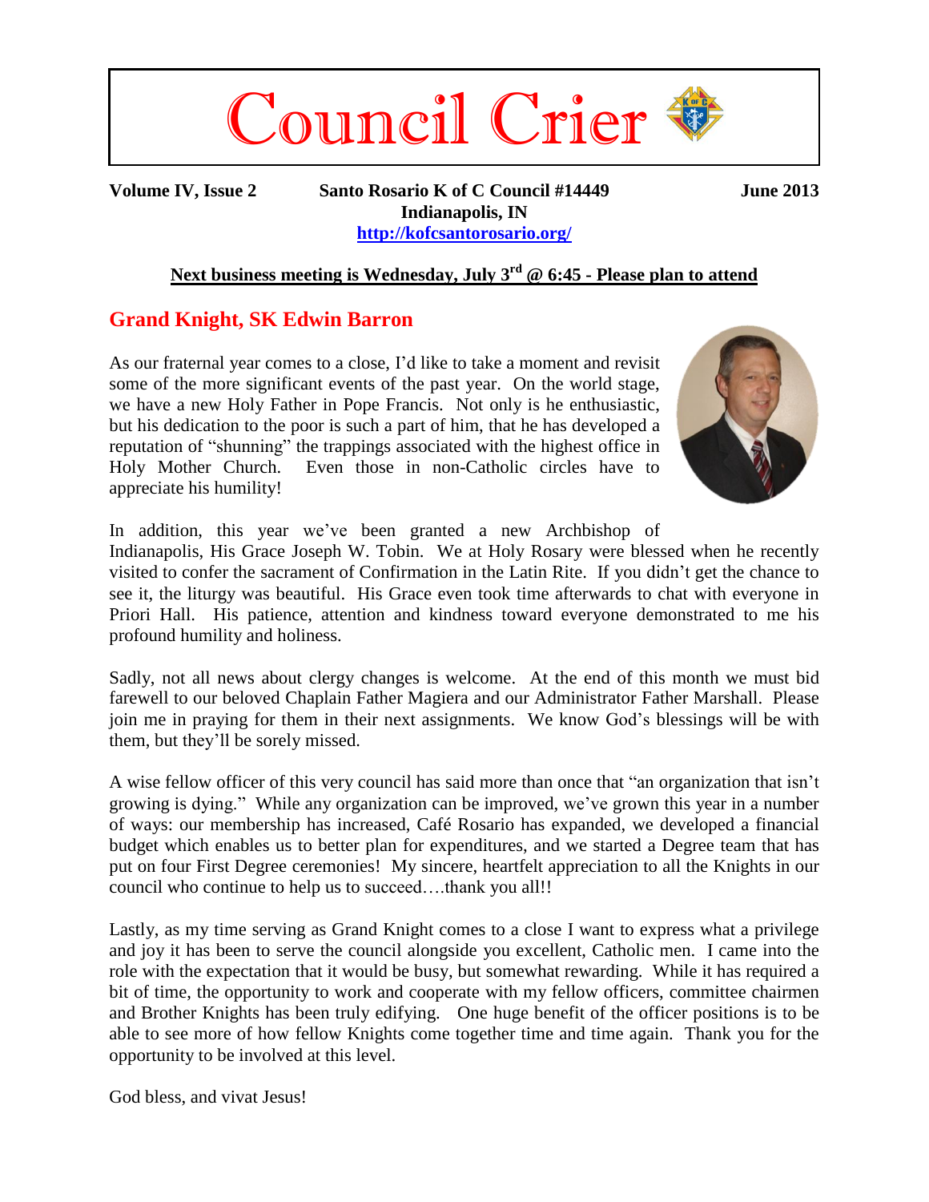# Council Crier

**Volume IV, Issue 2** **Santo Rosario K of C Council #14449** **June 2013**
**Indianapolis, IN**
**http://kofcsantorosario.org/**

**Next business meeting is Wednesday, July 3rd @ 6:45 - Please plan to attend**

## Grand Knight, SK Edwin Barron

As our fraternal year comes to a close, I'd like to take a moment and revisit some of the more significant events of the past year. On the world stage, we have a new Holy Father in Pope Francis. Not only is he enthusiastic, but his dedication to the poor is such a part of him, that he has developed a reputation of "shunning" the trappings associated with the highest office in Holy Mother Church. Even those in non-Catholic circles have to appreciate his humility!

In addition, this year we've been granted a new Archbishop of Indianapolis, His Grace Joseph W. Tobin. We at Holy Rosary were blessed when he recently visited to confer the sacrament of Confirmation in the Latin Rite. If you didn't get the chance to see it, the liturgy was beautiful. His Grace even took time afterwards to chat with everyone in Priori Hall. His patience, attention and kindness toward everyone demonstrated to me his profound humility and holiness.

Sadly, not all news about clergy changes is welcome. At the end of this month we must bid farewell to our beloved Chaplain Father Magiera and our Administrator Father Marshall. Please join me in praying for them in their next assignments. We know God's blessings will be with them, but they'll be sorely missed.

A wise fellow officer of this very council has said more than once that "an organization that isn't growing is dying." While any organization can be improved, we've grown this year in a number of ways: our membership has increased, Café Rosario has expanded, we developed a financial budget which enables us to better plan for expenditures, and we started a Degree team that has put on four First Degree ceremonies! My sincere, heartfelt appreciation to all the Knights in our council who continue to help us to succeed….thank you all!!

Lastly, as my time serving as Grand Knight comes to a close I want to express what a privilege and joy it has been to serve the council alongside you excellent, Catholic men. I came into the role with the expectation that it would be busy, but somewhat rewarding. While it has required a bit of time, the opportunity to work and cooperate with my fellow officers, committee chairmen and Brother Knights has been truly edifying. One huge benefit of the officer positions is to be able to see more of how fellow Knights come together time and time again. Thank you for the opportunity to be involved at this level.

God bless, and vivat Jesus!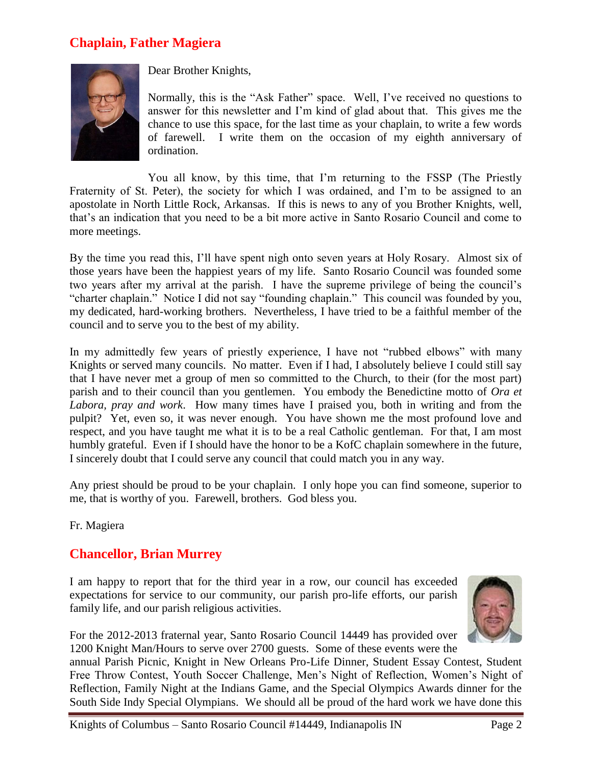## Chaplain, Father Magiera

Dear Brother Knights,

Normally, this is the "Ask Father" space. Well, I've received no questions to answer for this newsletter and I'm kind of glad about that. This gives me the chance to use this space, for the last time as your chaplain, to write a few words of farewell. I write them on the occasion of my eighth anniversary of ordination.

You all know, by this time, that I'm returning to the FSSP (The Priestly Fraternity of St. Peter), the society for which I was ordained, and I'm to be assigned to an apostolate in North Little Rock, Arkansas. If this is news to any of you Brother Knights, well, that's an indication that you need to be a bit more active in Santo Rosario Council and come to more meetings.

By the time you read this, I'll have spent nigh onto seven years at Holy Rosary. Almost six of those years have been the happiest years of my life. Santo Rosario Council was founded some two years after my arrival at the parish. I have the supreme privilege of being the council's "charter chaplain." Notice I did not say "founding chaplain." This council was founded by you, my dedicated, hard-working brothers. Nevertheless, I have tried to be a faithful member of the council and to serve you to the best of my ability.

In my admittedly few years of priestly experience, I have not "rubbed elbows" with many Knights or served many councils. No matter. Even if I had, I absolutely believe I could still say that I have never met a group of men so committed to the Church, to their (for the most part) parish and to their council than you gentlemen. You embody the Benedictine motto of *Ora et Labora, pray and work*. How many times have I praised you, both in writing and from the pulpit? Yet, even so, it was never enough. You have shown me the most profound love and respect, and you have taught me what it is to be a real Catholic gentleman. For that, I am most humbly grateful. Even if I should have the honor to be a KofC chaplain somewhere in the future, I sincerely doubt that I could serve any council that could match you in any way.

Any priest should be proud to be your chaplain. I only hope you can find someone, superior to me, that is worthy of you. Farewell, brothers. God bless you.

Fr. Magiera

## Chancellor, Brian Murrey

I am happy to report that for the third year in a row, our council has exceeded expectations for service to our community, our parish pro-life efforts, our parish family life, and our parish religious activities.

For the 2012-2013 fraternal year, Santo Rosario Council 14449 has provided over 1200 Knight Man/Hours to serve over 2700 guests. Some of these events were the annual Parish Picnic, Knight in New Orleans Pro-Life Dinner, Student Essay Contest, Student Free Throw Contest, Youth Soccer Challenge, Men's Night of Reflection, Women's Night of Reflection, Family Night at the Indians Game, and the Special Olympics Awards dinner for the South Side Indy Special Olympians. We should all be proud of the hard work we have done this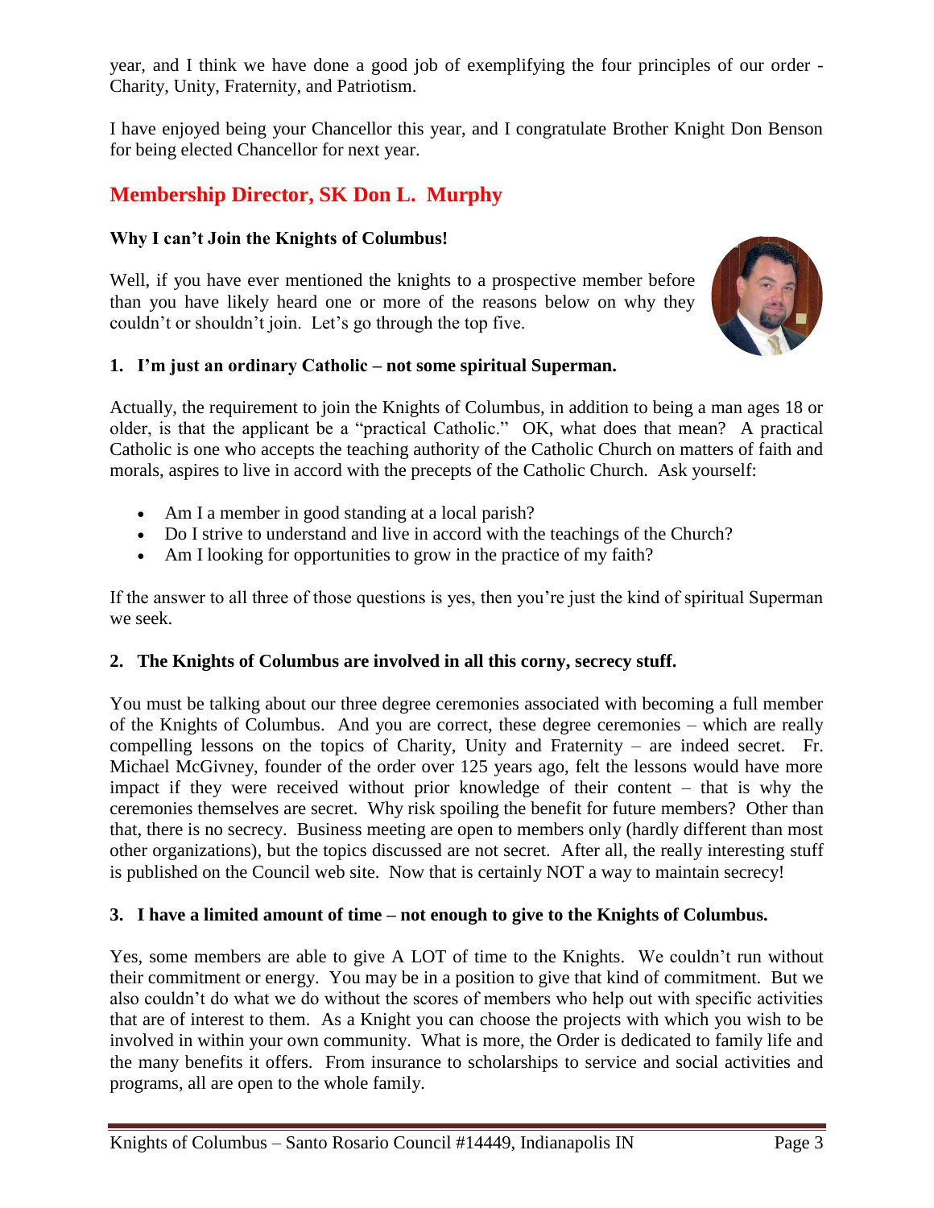year, and I think we have done a good job of exemplifying the four principles of our order - Charity, Unity, Fraternity, and Patriotism.

I have enjoyed being your Chancellor this year, and I congratulate Brother Knight Don Benson for being elected Chancellor for next year.

## Membership Director, SK Don L. Murphy

**Why I can't Join the Knights of Columbus!**

Well, if you have ever mentioned the knights to a prospective member before than you have likely heard one or more of the reasons below on why they couldn't or shouldn't join. Let's go through the top five.

**1. I'm just an ordinary Catholic – not some spiritual Superman.**

Actually, the requirement to join the Knights of Columbus, in addition to being a man ages 18 or older, is that the applicant be a "practical Catholic." OK, what does that mean? A practical Catholic is one who accepts the teaching authority of the Catholic Church on matters of faith and morals, aspires to live in accord with the precepts of the Catholic Church. Ask yourself:

- Am I a member in good standing at a local parish?
- Do I strive to understand and live in accord with the teachings of the Church?
- Am I looking for opportunities to grow in the practice of my faith?

If the answer to all three of those questions is yes, then you're just the kind of spiritual Superman we seek.

**2. The Knights of Columbus are involved in all this corny, secrecy stuff.**

You must be talking about our three degree ceremonies associated with becoming a full member of the Knights of Columbus. And you are correct, these degree ceremonies – which are really compelling lessons on the topics of Charity, Unity and Fraternity – are indeed secret. Fr. Michael McGivney, founder of the order over 125 years ago, felt the lessons would have more impact if they were received without prior knowledge of their content – that is why the ceremonies themselves are secret. Why risk spoiling the benefit for future members? Other than that, there is no secrecy. Business meeting are open to members only (hardly different than most other organizations), but the topics discussed are not secret. After all, the really interesting stuff is published on the Council web site. Now that is certainly NOT a way to maintain secrecy!

**3. I have a limited amount of time – not enough to give to the Knights of Columbus.**

Yes, some members are able to give A LOT of time to the Knights. We couldn't run without their commitment or energy. You may be in a position to give that kind of commitment. But we also couldn't do what we do without the scores of members who help out with specific activities that are of interest to them. As a Knight you can choose the projects with which you wish to be involved in within your own community. What is more, the Order is dedicated to family life and the many benefits it offers. From insurance to scholarships to service and social activities and programs, all are open to the whole family.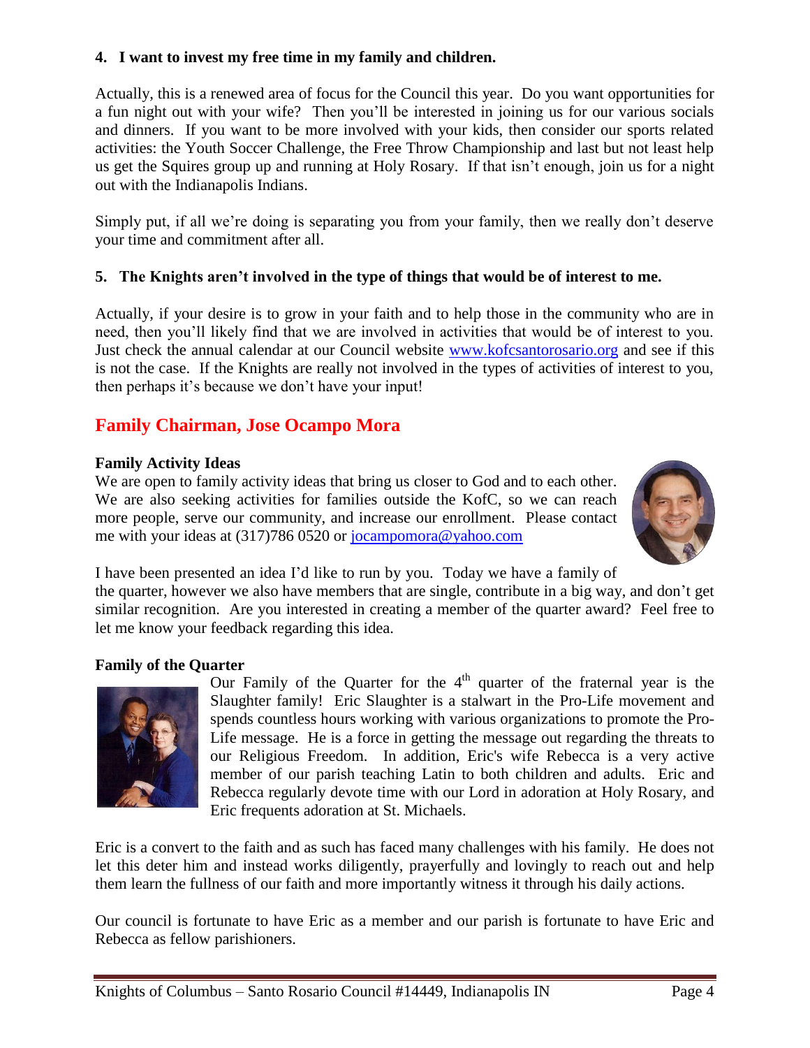**4. I want to invest my free time in my family and children.**

Actually, this is a renewed area of focus for the Council this year. Do you want opportunities for a fun night out with your wife? Then you'll be interested in joining us for our various socials and dinners. If you want to be more involved with your kids, then consider our sports related activities: the Youth Soccer Challenge, the Free Throw Championship and last but not least help us get the Squires group up and running at Holy Rosary. If that isn't enough, join us for a night out with the Indianapolis Indians.

Simply put, if all we're doing is separating you from your family, then we really don't deserve your time and commitment after all.

**5. The Knights aren't involved in the type of things that would be of interest to me.**

Actually, if your desire is to grow in your faith and to help those in the community who are in need, then you'll likely find that we are involved in activities that would be of interest to you. Just check the annual calendar at our Council website www.kofcsantorosario.org and see if this is not the case. If the Knights are really not involved in the types of activities of interest to you, then perhaps it's because we don't have your input!

## Family Chairman, Jose Ocampo Mora

**Family Activity Ideas**

We are open to family activity ideas that bring us closer to God and to each other. We are also seeking activities for families outside the KofC, so we can reach more people, serve our community, and increase our enrollment. Please contact me with your ideas at (317)786 0520 or jocampomora@yahoo.com

I have been presented an idea I'd like to run by you. Today we have a family of the quarter, however we also have members that are single, contribute in a big way, and don't get similar recognition. Are you interested in creating a member of the quarter award? Feel free to let me know your feedback regarding this idea.

**Family of the Quarter**

Our Family of the Quarter for the 4th quarter of the fraternal year is the Slaughter family! Eric Slaughter is a stalwart in the Pro-Life movement and spends countless hours working with various organizations to promote the Pro-Life message. He is a force in getting the message out regarding the threats to our Religious Freedom. In addition, Eric's wife Rebecca is a very active member of our parish teaching Latin to both children and adults. Eric and Rebecca regularly devote time with our Lord in adoration at Holy Rosary, and Eric frequents adoration at St. Michaels.

Eric is a convert to the faith and as such has faced many challenges with his family. He does not let this deter him and instead works diligently, prayerfully and lovingly to reach out and help them learn the fullness of our faith and more importantly witness it through his daily actions.

Our council is fortunate to have Eric as a member and our parish is fortunate to have Eric and Rebecca as fellow parishioners.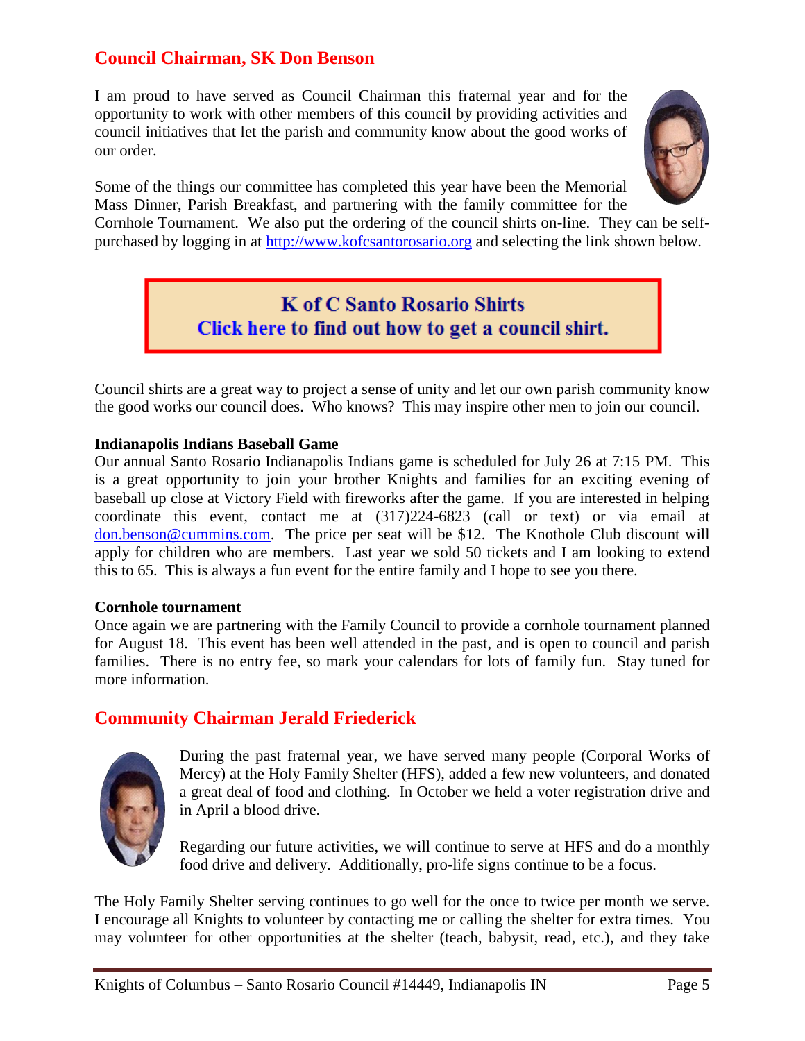## Council Chairman, SK Don Benson

I am proud to have served as Council Chairman this fraternal year and for the opportunity to work with other members of this council by providing activities and council initiatives that let the parish and community know about the good works of our order.

Some of the things our committee has completed this year have been the Memorial Mass Dinner, Parish Breakfast, and partnering with the family committee for the Cornhole Tournament. We also put the ordering of the council shirts on-line. They can be self-purchased by logging in at http://www.kofcsantorosario.org and selecting the link shown below.

> **K of C Santo Rosario Shirts**
> **Click here to find out how to get a council shirt.**

Council shirts are a great way to project a sense of unity and let our own parish community know the good works our council does. Who knows? This may inspire other men to join our council.

**Indianapolis Indians Baseball Game**

Our annual Santo Rosario Indianapolis Indians game is scheduled for July 26 at 7:15 PM. This is a great opportunity to join your brother Knights and families for an exciting evening of baseball up close at Victory Field with fireworks after the game. If you are interested in helping coordinate this event, contact me at (317)224-6823 (call or text) or via email at don.benson@cummins.com. The price per seat will be $12. The Knothole Club discount will apply for children who are members. Last year we sold 50 tickets and I am looking to extend this to 65. This is always a fun event for the entire family and I hope to see you there.

**Cornhole tournament**

Once again we are partnering with the Family Council to provide a cornhole tournament planned for August 18. This event has been well attended in the past, and is open to council and parish families. There is no entry fee, so mark your calendars for lots of family fun. Stay tuned for more information.

## Community Chairman Jerald Friederick

During the past fraternal year, we have served many people (Corporal Works of Mercy) at the Holy Family Shelter (HFS), added a few new volunteers, and donated a great deal of food and clothing. In October we held a voter registration drive and in April a blood drive.

Regarding our future activities, we will continue to serve at HFS and do a monthly food drive and delivery. Additionally, pro-life signs continue to be a focus.

The Holy Family Shelter serving continues to go well for the once to twice per month we serve. I encourage all Knights to volunteer by contacting me or calling the shelter for extra times. You may volunteer for other opportunities at the shelter (teach, babysit, read, etc.), and they take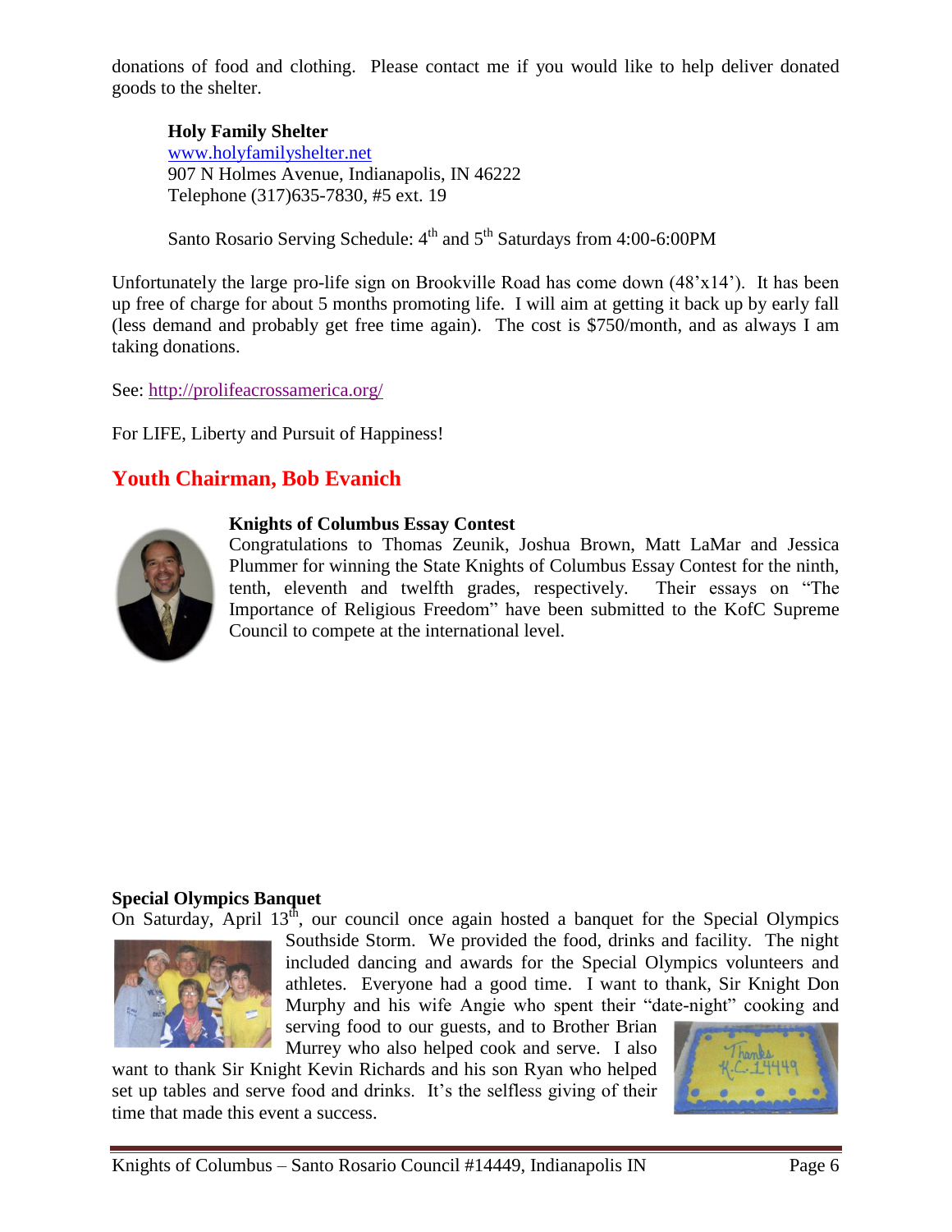donations of food and clothing. Please contact me if you would like to help deliver donated goods to the shelter.

**Holy Family Shelter**
www.holyfamilyshelter.net
907 N Holmes Avenue, Indianapolis, IN 46222
Telephone (317)635-7830, #5 ext. 19

Santo Rosario Serving Schedule: 4th and 5th Saturdays from 4:00-6:00PM

Unfortunately the large pro-life sign on Brookville Road has come down (48'x14'). It has been up free of charge for about 5 months promoting life. I will aim at getting it back up by early fall (less demand and probably get free time again). The cost is $750/month, and as always I am taking donations.

See: http://prolifeacrossamerica.org/

For LIFE, Liberty and Pursuit of Happiness!

## Youth Chairman, Bob Evanich

**Knights of Columbus Essay Contest**

Congratulations to Thomas Zeunik, Joshua Brown, Matt LaMar and Jessica Plummer for winning the State Knights of Columbus Essay Contest for the ninth, tenth, eleventh and twelfth grades, respectively. Their essays on "The Importance of Religious Freedom" have been submitted to the KofC Supreme Council to compete at the international level.

**Special Olympics Banquet**

On Saturday, April 13th, our council once again hosted a banquet for the Special Olympics Southside Storm. We provided the food, drinks and facility. The night included dancing and awards for the Special Olympics volunteers and athletes. Everyone had a good time. I want to thank, Sir Knight Don Murphy and his wife Angie who spent their "date-night" cooking and serving food to our guests, and to Brother Brian Murrey who also helped cook and serve. I also want to thank Sir Knight Kevin Richards and his son Ryan who helped set up tables and serve food and drinks. It's the selfless giving of their time that made this event a success.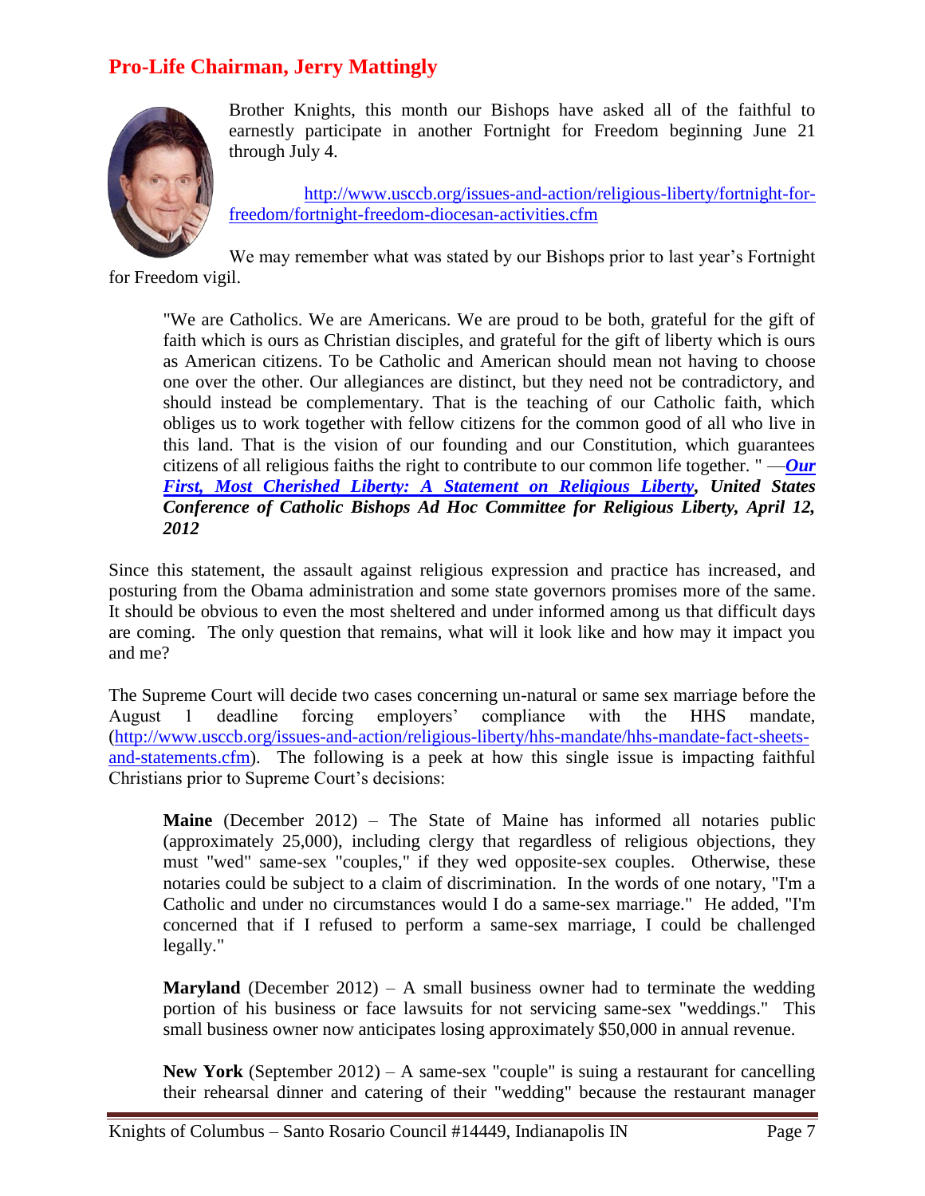## Pro-Life Chairman, Jerry Mattingly

Brother Knights, this month our Bishops have asked all of the faithful to earnestly participate in another Fortnight for Freedom beginning June 21 through July 4.

http://www.usccb.org/issues-and-action/religious-liberty/fortnight-for-freedom/fortnight-freedom-diocesan-activities.cfm

We may remember what was stated by our Bishops prior to last year's Fortnight for Freedom vigil.

> "We are Catholics. We are Americans. We are proud to be both, grateful for the gift of faith which is ours as Christian disciples, and grateful for the gift of liberty which is ours as American citizens. To be Catholic and American should mean not having to choose one over the other. Our allegiances are distinct, but they need not be contradictory, and should instead be complementary. That is the teaching of our Catholic faith, which obliges us to work together with fellow citizens for the common good of all who live in this land. That is the vision of our founding and our Constitution, which guarantees citizens of all religious faiths the right to contribute to our common life together. " —***Our First, Most Cherished Liberty: A Statement on Religious Liberty*, United States Conference of Catholic Bishops Ad Hoc Committee for Religious Liberty, April 12, 2012**

Since this statement, the assault against religious expression and practice has increased, and posturing from the Obama administration and some state governors promises more of the same. It should be obvious to even the most sheltered and under informed among us that difficult days are coming. The only question that remains, what will it look like and how may it impact you and me?

The Supreme Court will decide two cases concerning un-natural or same sex marriage before the August 1 deadline forcing employers' compliance with the HHS mandate, (http://www.usccb.org/issues-and-action/religious-liberty/hhs-mandate/hhs-mandate-fact-sheets-and-statements.cfm). The following is a peek at how this single issue is impacting faithful Christians prior to Supreme Court's decisions:

> **Maine** (December 2012) – The State of Maine has informed all notaries public (approximately 25,000), including clergy that regardless of religious objections, they must "wed" same-sex "couples," if they wed opposite-sex couples. Otherwise, these notaries could be subject to a claim of discrimination. In the words of one notary, "I'm a Catholic and under no circumstances would I do a same-sex marriage." He added, "I'm concerned that if I refused to perform a same-sex marriage, I could be challenged legally."

> **Maryland** (December 2012) – A small business owner had to terminate the wedding portion of his business or face lawsuits for not servicing same-sex "weddings." This small business owner now anticipates losing approximately $50,000 in annual revenue.

> **New York** (September 2012) – A same-sex "couple" is suing a restaurant for cancelling their rehearsal dinner and catering of their "wedding" because the restaurant manager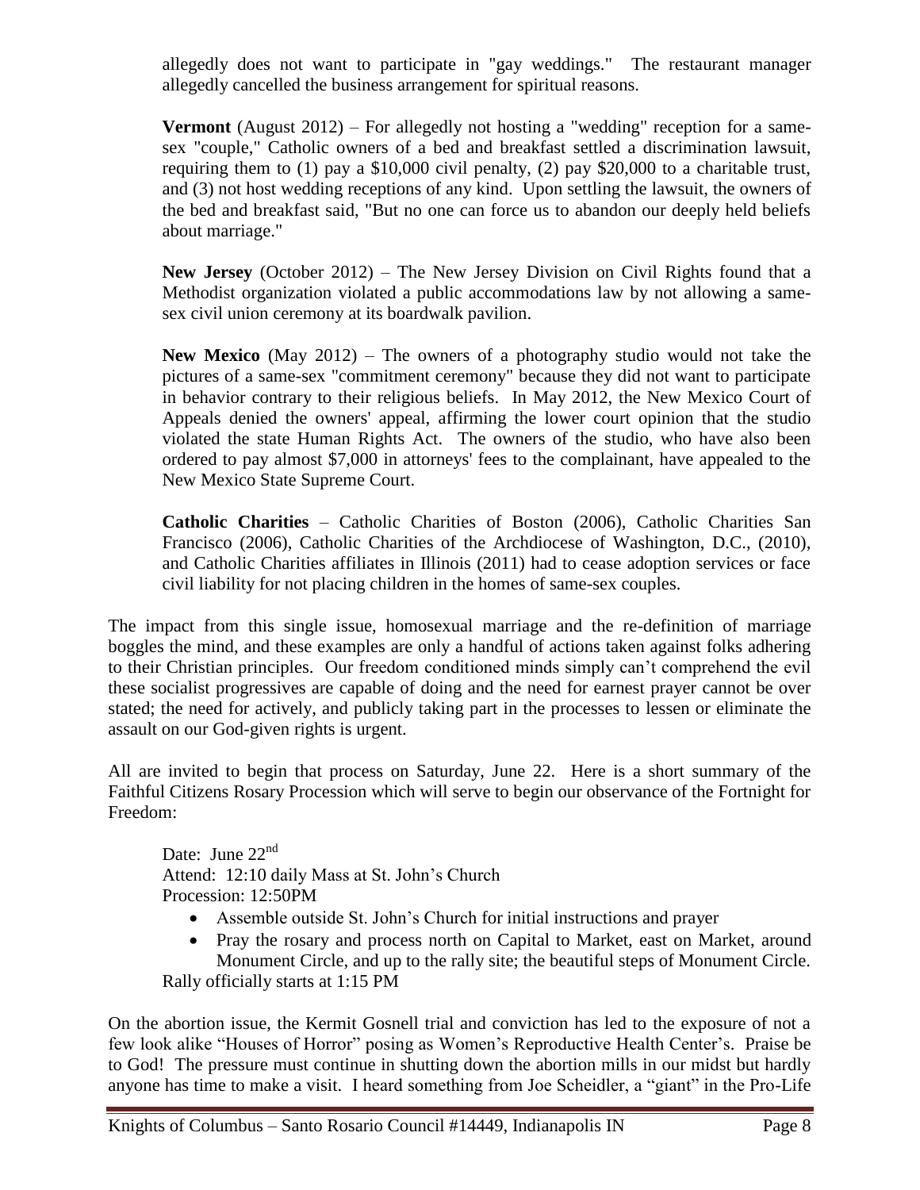allegedly does not want to participate in "gay weddings." The restaurant manager allegedly cancelled the business arrangement for spiritual reasons.

**Vermont** (August 2012) – For allegedly not hosting a "wedding" reception for a same-sex "couple," Catholic owners of a bed and breakfast settled a discrimination lawsuit, requiring them to (1) pay a $10,000 civil penalty, (2) pay $20,000 to a charitable trust, and (3) not host wedding receptions of any kind. Upon settling the lawsuit, the owners of the bed and breakfast said, "But no one can force us to abandon our deeply held beliefs about marriage."

**New Jersey** (October 2012) – The New Jersey Division on Civil Rights found that a Methodist organization violated a public accommodations law by not allowing a same-sex civil union ceremony at its boardwalk pavilion.

**New Mexico** (May 2012) – The owners of a photography studio would not take the pictures of a same-sex "commitment ceremony" because they did not want to participate in behavior contrary to their religious beliefs. In May 2012, the New Mexico Court of Appeals denied the owners' appeal, affirming the lower court opinion that the studio violated the state Human Rights Act. The owners of the studio, who have also been ordered to pay almost $7,000 in attorneys' fees to the complainant, have appealed to the New Mexico State Supreme Court.

**Catholic Charities** – Catholic Charities of Boston (2006), Catholic Charities San Francisco (2006), Catholic Charities of the Archdiocese of Washington, D.C., (2010), and Catholic Charities affiliates in Illinois (2011) had to cease adoption services or face civil liability for not placing children in the homes of same-sex couples.

The impact from this single issue, homosexual marriage and the re-definition of marriage boggles the mind, and these examples are only a handful of actions taken against folks adhering to their Christian principles. Our freedom conditioned minds simply can't comprehend the evil these socialist progressives are capable of doing and the need for earnest prayer cannot be over stated; the need for actively, and publicly taking part in the processes to lessen or eliminate the assault on our God-given rights is urgent.

All are invited to begin that process on Saturday, June 22. Here is a short summary of the Faithful Citizens Rosary Procession which will serve to begin our observance of the Fortnight for Freedom:

Date: June 22nd
Attend: 12:10 daily Mass at St. John's Church
Procession: 12:50PM

- Assemble outside St. John's Church for initial instructions and prayer
- Pray the rosary and process north on Capital to Market, east on Market, around Monument Circle, and up to the rally site; the beautiful steps of Monument Circle.

Rally officially starts at 1:15 PM

On the abortion issue, the Kermit Gosnell trial and conviction has led to the exposure of not a few look alike "Houses of Horror" posing as Women's Reproductive Health Center's. Praise be to God! The pressure must continue in shutting down the abortion mills in our midst but hardly anyone has time to make a visit. I heard something from Joe Scheidler, a "giant" in the Pro-Life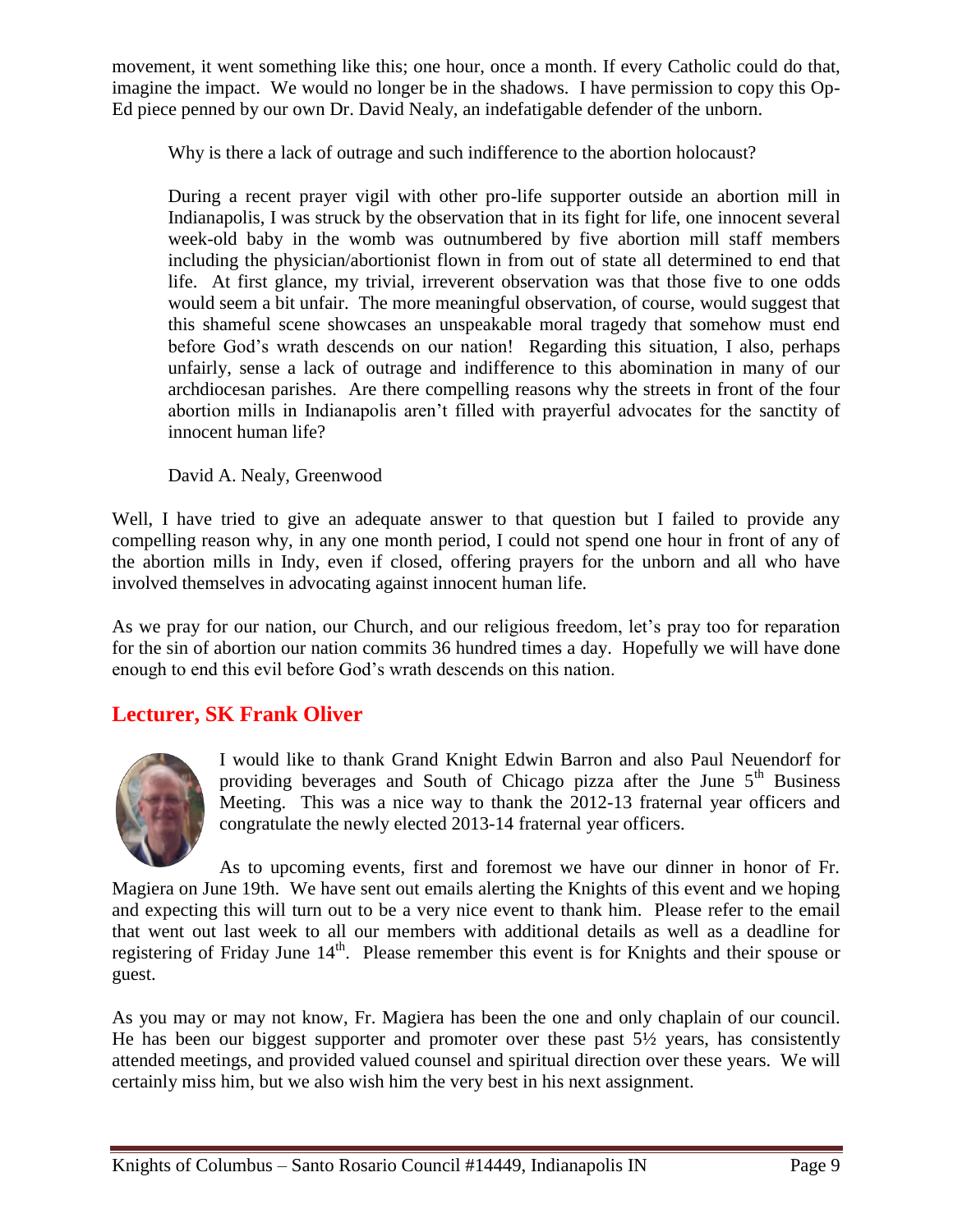movement, it went something like this; one hour, once a month. If every Catholic could do that, imagine the impact. We would no longer be in the shadows. I have permission to copy this Op-Ed piece penned by our own Dr. David Nealy, an indefatigable defender of the unborn.

> Why is there a lack of outrage and such indifference to the abortion holocaust?
>
> During a recent prayer vigil with other pro-life supporter outside an abortion mill in Indianapolis, I was struck by the observation that in its fight for life, one innocent several week-old baby in the womb was outnumbered by five abortion mill staff members including the physician/abortionist flown in from out of state all determined to end that life. At first glance, my trivial, irreverent observation was that those five to one odds would seem a bit unfair. The more meaningful observation, of course, would suggest that this shameful scene showcases an unspeakable moral tragedy that somehow must end before God's wrath descends on our nation! Regarding this situation, I also, perhaps unfairly, sense a lack of outrage and indifference to this abomination in many of our archdiocesan parishes. Are there compelling reasons why the streets in front of the four abortion mills in Indianapolis aren't filled with prayerful advocates for the sanctity of innocent human life?
>
> David A. Nealy, Greenwood

Well, I have tried to give an adequate answer to that question but I failed to provide any compelling reason why, in any one month period, I could not spend one hour in front of any of the abortion mills in Indy, even if closed, offering prayers for the unborn and all who have involved themselves in advocating against innocent human life.

As we pray for our nation, our Church, and our religious freedom, let's pray too for reparation for the sin of abortion our nation commits 36 hundred times a day. Hopefully we will have done enough to end this evil before God's wrath descends on this nation.

## Lecturer, SK Frank Oliver

I would like to thank Grand Knight Edwin Barron and also Paul Neuendorf for providing beverages and South of Chicago pizza after the June 5th Business Meeting. This was a nice way to thank the 2012-13 fraternal year officers and congratulate the newly elected 2013-14 fraternal year officers.

As to upcoming events, first and foremost we have our dinner in honor of Fr. Magiera on June 19th. We have sent out emails alerting the Knights of this event and we hoping and expecting this will turn out to be a very nice event to thank him. Please refer to the email that went out last week to all our members with additional details as well as a deadline for registering of Friday June 14th. Please remember this event is for Knights and their spouse or guest.

As you may or may not know, Fr. Magiera has been the one and only chaplain of our council. He has been our biggest supporter and promoter over these past 5½ years, has consistently attended meetings, and provided valued counsel and spiritual direction over these years. We will certainly miss him, but we also wish him the very best in his next assignment.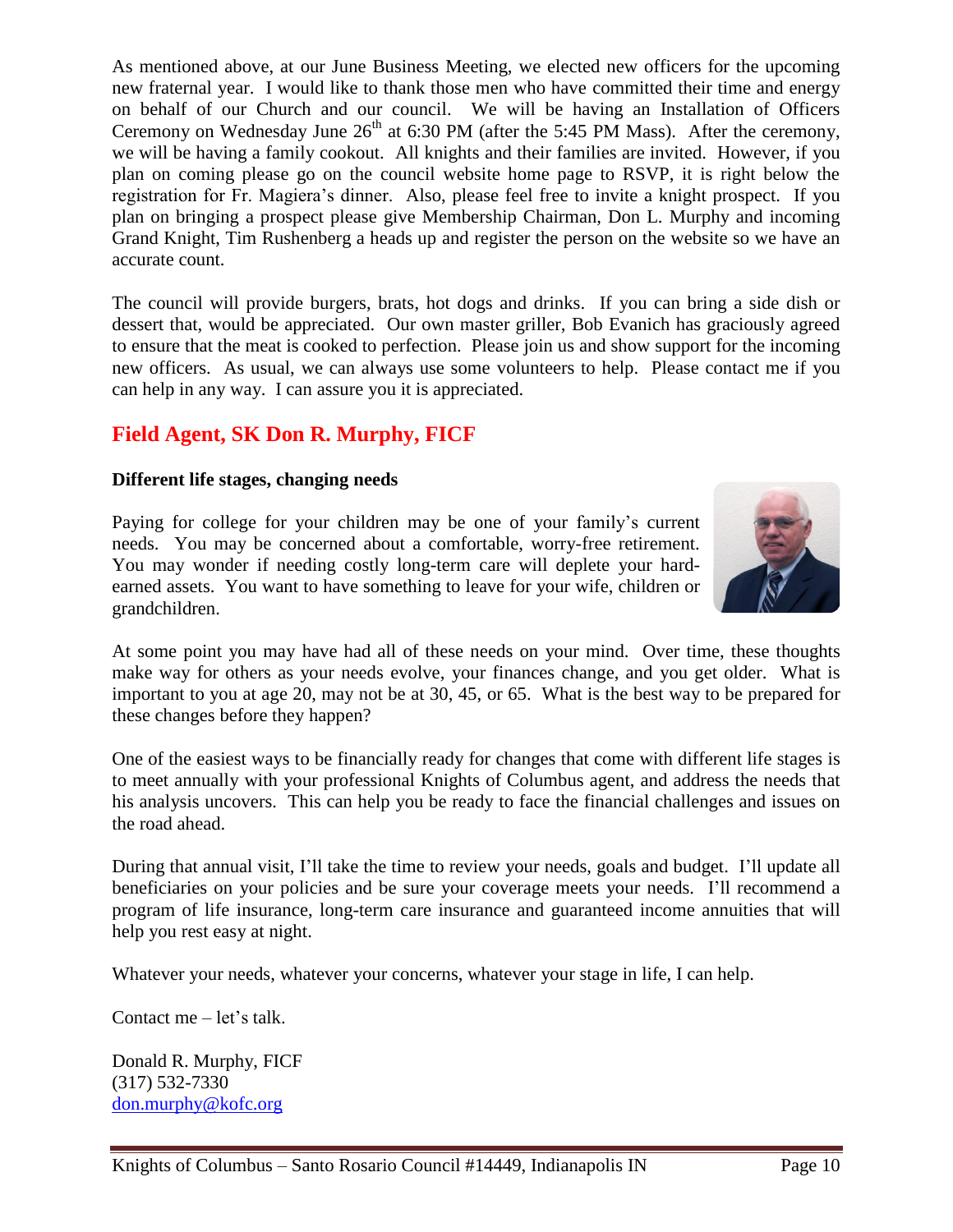As mentioned above, at our June Business Meeting, we elected new officers for the upcoming new fraternal year. I would like to thank those men who have committed their time and energy on behalf of our Church and our council. We will be having an Installation of Officers Ceremony on Wednesday June 26th at 6:30 PM (after the 5:45 PM Mass). After the ceremony, we will be having a family cookout. All knights and their families are invited. However, if you plan on coming please go on the council website home page to RSVP, it is right below the registration for Fr. Magiera's dinner. Also, please feel free to invite a knight prospect. If you plan on bringing a prospect please give Membership Chairman, Don L. Murphy and incoming Grand Knight, Tim Rushenberg a heads up and register the person on the website so we have an accurate count.

The council will provide burgers, brats, hot dogs and drinks. If you can bring a side dish or dessert that, would be appreciated. Our own master griller, Bob Evanich has graciously agreed to ensure that the meat is cooked to perfection. Please join us and show support for the incoming new officers. As usual, we can always use some volunteers to help. Please contact me if you can help in any way. I can assure you it is appreciated.

## Field Agent, SK Don R. Murphy, FICF

**Different life stages, changing needs**

Paying for college for your children may be one of your family's current needs. You may be concerned about a comfortable, worry-free retirement. You may wonder if needing costly long-term care will deplete your hard-earned assets. You want to have something to leave for your wife, children or grandchildren.

At some point you may have had all of these needs on your mind. Over time, these thoughts make way for others as your needs evolve, your finances change, and you get older. What is important to you at age 20, may not be at 30, 45, or 65. What is the best way to be prepared for these changes before they happen?

One of the easiest ways to be financially ready for changes that come with different life stages is to meet annually with your professional Knights of Columbus agent, and address the needs that his analysis uncovers. This can help you be ready to face the financial challenges and issues on the road ahead.

During that annual visit, I'll take the time to review your needs, goals and budget. I'll update all beneficiaries on your policies and be sure your coverage meets your needs. I'll recommend a program of life insurance, long-term care insurance and guaranteed income annuities that will help you rest easy at night.

Whatever your needs, whatever your concerns, whatever your stage in life, I can help.

Contact me – let's talk.

Donald R. Murphy, FICF  
(317) 532-7330  
don.murphy@kofc.org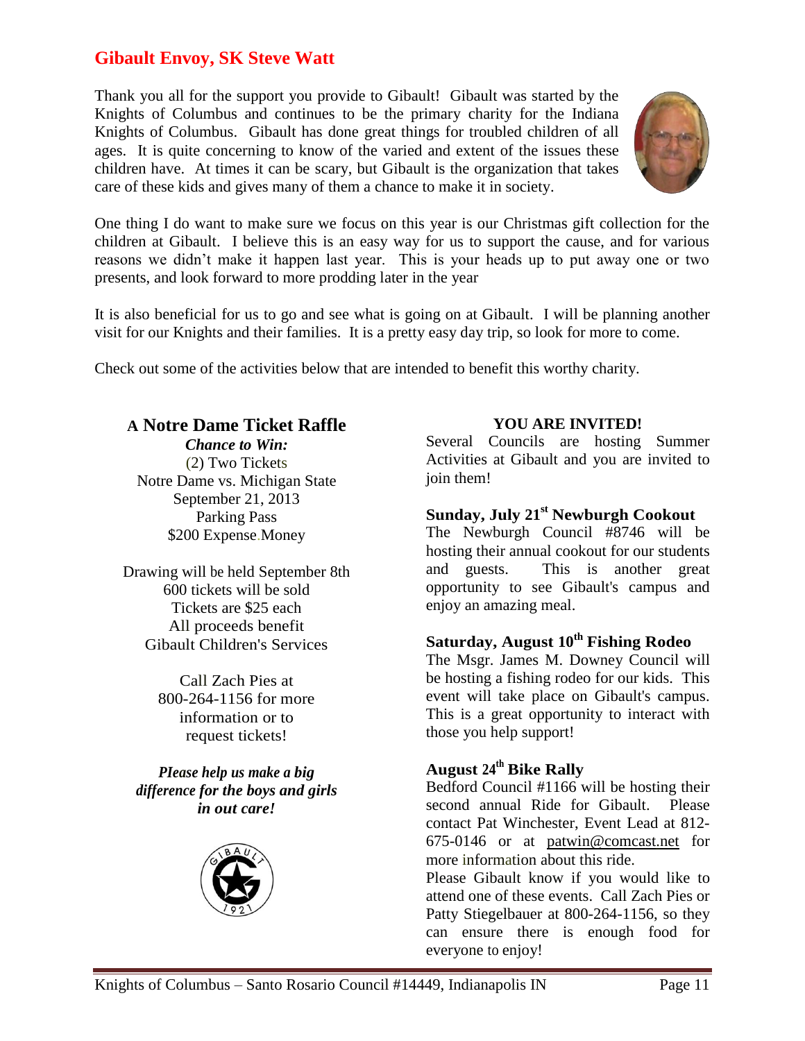## Gibault Envoy, SK Steve Watt

Thank you all for the support you provide to Gibault! Gibault was started by the Knights of Columbus and continues to be the primary charity for the Indiana Knights of Columbus. Gibault has done great things for troubled children of all ages. It is quite concerning to know of the varied and extent of the issues these children have. At times it can be scary, but Gibault is the organization that takes care of these kids and gives many of them a chance to make it in society.

One thing I do want to make sure we focus on this year is our Christmas gift collection for the children at Gibault. I believe this is an easy way for us to support the cause, and for various reasons we didn't make it happen last year. This is your heads up to put away one or two presents, and look forward to more prodding later in the year

It is also beneficial for us to go and see what is going on at Gibault. I will be planning another visit for our Knights and their families. It is a pretty easy day trip, so look for more to come.

Check out some of the activities below that are intended to benefit this worthy charity.

### A Notre Dame Ticket Raffle

***Chance to Win:***

(2) Two Tickets
Notre Dame vs. Michigan State
September 21, 2013
Parking Pass
$200 Expense Money

Drawing will be held September 8th
600 tickets will be sold
Tickets are $25 each
All proceeds benefit
Gibault Children's Services

Call Zach Pies at
800-264-1156 for more
information or to
request tickets!

***Please help us make a big difference for the boys and girls in out care!***

### YOU ARE INVITED!

Several Councils are hosting Summer Activities at Gibault and you are invited to join them!

**Sunday, July 21st Newburgh Cookout**

The Newburgh Council #8746 will be hosting their annual cookout for our students and guests. This is another great opportunity to see Gibault's campus and enjoy an amazing meal.

**Saturday, August 10th Fishing Rodeo**

The Msgr. James M. Downey Council will be hosting a fishing rodeo for our kids. This event will take place on Gibault's campus. This is a great opportunity to interact with those you help support!

**August 24th Bike Rally**

Bedford Council #1166 will be hosting their second annual Ride for Gibault. Please contact Pat Winchester, Event Lead at 812-675-0146 or at patwin@comcast.net for more information about this ride.

Please Gibault know if you would like to attend one of these events. Call Zach Pies or Patty Stiegelbauer at 800-264-1156, so they can ensure there is enough food for everyone to enjoy!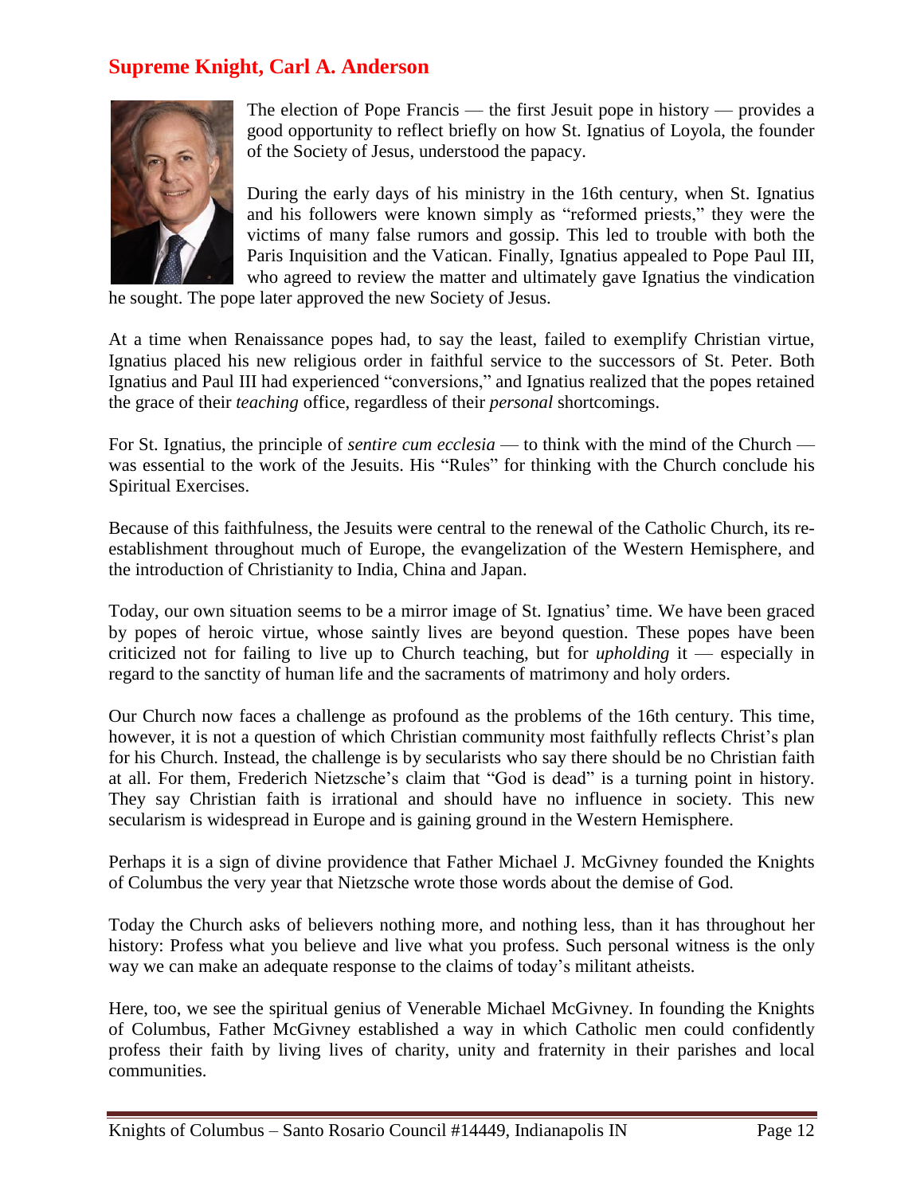## Supreme Knight, Carl A. Anderson

The election of Pope Francis — the first Jesuit pope in history — provides a good opportunity to reflect briefly on how St. Ignatius of Loyola, the founder of the Society of Jesus, understood the papacy.

During the early days of his ministry in the 16th century, when St. Ignatius and his followers were known simply as "reformed priests," they were the victims of many false rumors and gossip. This led to trouble with both the Paris Inquisition and the Vatican. Finally, Ignatius appealed to Pope Paul III, who agreed to review the matter and ultimately gave Ignatius the vindication he sought. The pope later approved the new Society of Jesus.

At a time when Renaissance popes had, to say the least, failed to exemplify Christian virtue, Ignatius placed his new religious order in faithful service to the successors of St. Peter. Both Ignatius and Paul III had experienced "conversions," and Ignatius realized that the popes retained the grace of their *teaching* office, regardless of their *personal* shortcomings.

For St. Ignatius, the principle of *sentire cum ecclesia* — to think with the mind of the Church — was essential to the work of the Jesuits. His "Rules" for thinking with the Church conclude his Spiritual Exercises.

Because of this faithfulness, the Jesuits were central to the renewal of the Catholic Church, its re-establishment throughout much of Europe, the evangelization of the Western Hemisphere, and the introduction of Christianity to India, China and Japan.

Today, our own situation seems to be a mirror image of St. Ignatius' time. We have been graced by popes of heroic virtue, whose saintly lives are beyond question. These popes have been criticized not for failing to live up to Church teaching, but for *upholding* it — especially in regard to the sanctity of human life and the sacraments of matrimony and holy orders.

Our Church now faces a challenge as profound as the problems of the 16th century. This time, however, it is not a question of which Christian community most faithfully reflects Christ's plan for his Church. Instead, the challenge is by secularists who say there should be no Christian faith at all. For them, Frederich Nietzsche's claim that "God is dead" is a turning point in history. They say Christian faith is irrational and should have no influence in society. This new secularism is widespread in Europe and is gaining ground in the Western Hemisphere.

Perhaps it is a sign of divine providence that Father Michael J. McGivney founded the Knights of Columbus the very year that Nietzsche wrote those words about the demise of God.

Today the Church asks of believers nothing more, and nothing less, than it has throughout her history: Profess what you believe and live what you profess. Such personal witness is the only way we can make an adequate response to the claims of today's militant atheists.

Here, too, we see the spiritual genius of Venerable Michael McGivney. In founding the Knights of Columbus, Father McGivney established a way in which Catholic men could confidently profess their faith by living lives of charity, unity and fraternity in their parishes and local communities.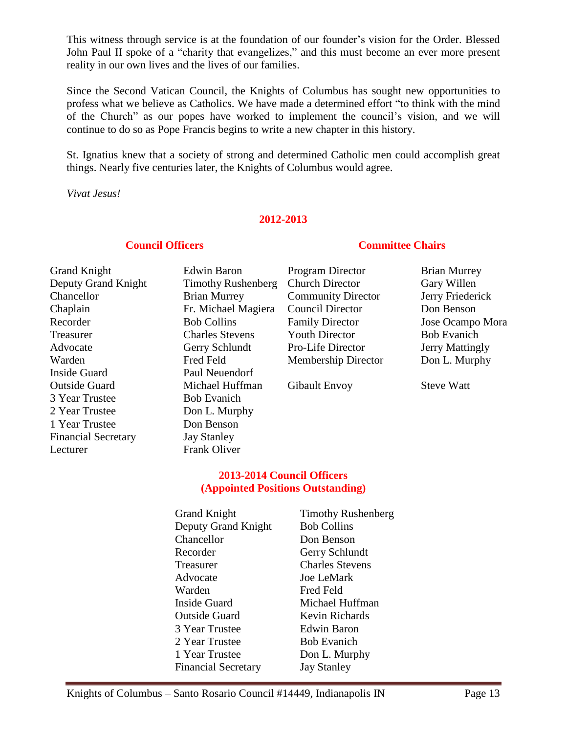This witness through service is at the foundation of our founder's vision for the Order. Blessed John Paul II spoke of a "charity that evangelizes," and this must become an ever more present reality in our own lives and the lives of our families.

Since the Second Vatican Council, the Knights of Columbus has sought new opportunities to profess what we believe as Catholics. We have made a determined effort "to think with the mind of the Church" as our popes have worked to implement the council's vision, and we will continue to do so as Pope Francis begins to write a new chapter in this history.

St. Ignatius knew that a society of strong and determined Catholic men could accomplish great things. Nearly five centuries later, the Knights of Columbus would agree.

*Vivat Jesus!*

## 2012-2013

### Council Officers

| | |
|---|---|
| Grand Knight | Edwin Baron |
| Deputy Grand Knight | Timothy Rushenberg |
| Chancellor | Brian Murrey |
| Chaplain | Fr. Michael Magiera |
| Recorder | Bob Collins |
| Treasurer | Charles Stevens |
| Advocate | Gerry Schlundt |
| Warden | Fred Feld |
| Inside Guard | Paul Neuendorf |
| Outside Guard | Michael Huffman |
| 3 Year Trustee | Bob Evanich |
| 2 Year Trustee | Don L. Murphy |
| 1 Year Trustee | Don Benson |
| Financial Secretary | Jay Stanley |
| Lecturer | Frank Oliver |

### Committee Chairs

| | |
|---|---|
| Program Director | Brian Murrey |
| Church Director | Gary Willen |
| Community Director | Jerry Friederick |
| Council Director | Don Benson |
| Family Director | Jose Ocampo Mora |
| Youth Director | Bob Evanich |
| Pro-Life Director | Jerry Mattingly |
| Membership Director | Don L. Murphy |
| Gibault Envoy | Steve Watt |

## 2013-2014 Council Officers (Appointed Positions Outstanding)

| | |
|---|---|
| Grand Knight | Timothy Rushenberg |
| Deputy Grand Knight | Bob Collins |
| Chancellor | Don Benson |
| Recorder | Gerry Schlundt |
| Treasurer | Charles Stevens |
| Advocate | Joe LeMark |
| Warden | Fred Feld |
| Inside Guard | Michael Huffman |
| Outside Guard | Kevin Richards |
| 3 Year Trustee | Edwin Baron |
| 2 Year Trustee | Bob Evanich |
| 1 Year Trustee | Don L. Murphy |
| Financial Secretary | Jay Stanley |